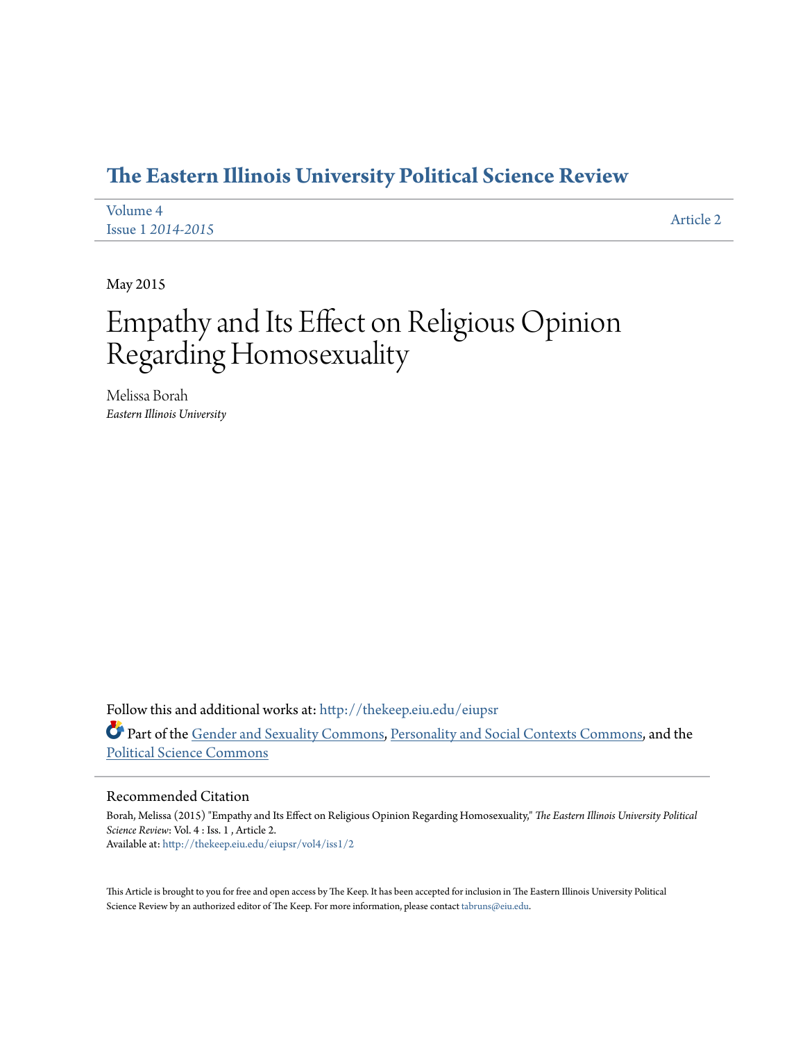# The Eastern Illinois University Political Science Review

Volume 4
Issue 1 *2014-2015*

Article 2

May 2015

# Empathy and Its Effect on Religious Opinion Regarding Homosexuality

Melissa Borah
*Eastern Illinois University*

Follow this and additional works at: http://thekeep.eiu.edu/eiupsr

Part of the Gender and Sexuality Commons, Personality and Social Contexts Commons, and the Political Science Commons

## Recommended Citation

Borah, Melissa (2015) "Empathy and Its Effect on Religious Opinion Regarding Homosexuality," *The Eastern Illinois University Political Science Review*: Vol. 4 : Iss. 1 , Article 2.
Available at: http://thekeep.eiu.edu/eiupsr/vol4/iss1/2

This Article is brought to you for free and open access by The Keep. It has been accepted for inclusion in The Eastern Illinois University Political Science Review by an authorized editor of The Keep. For more information, please contact tabruns@eiu.edu.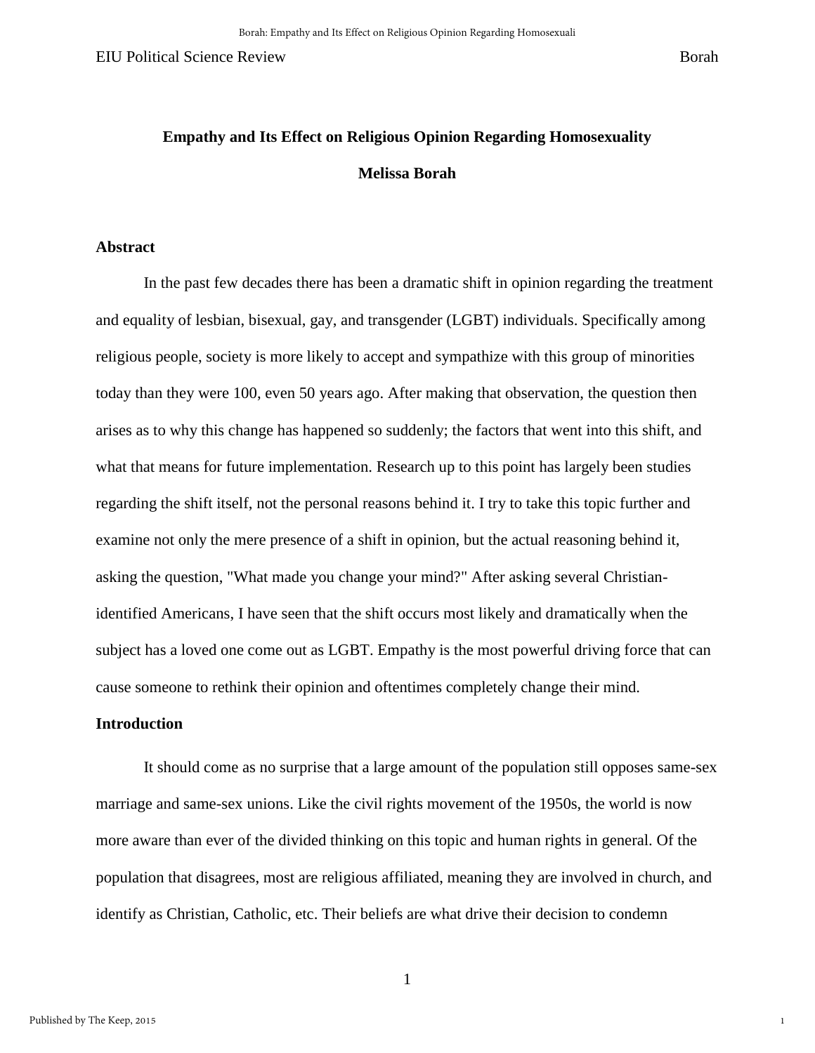# Empathy and Its Effect on Religious Opinion Regarding Homosexuality

**Melissa Borah**

## Abstract

In the past few decades there has been a dramatic shift in opinion regarding the treatment and equality of lesbian, bisexual, gay, and transgender (LGBT) individuals. Specifically among religious people, society is more likely to accept and sympathize with this group of minorities today than they were 100, even 50 years ago. After making that observation, the question then arises as to why this change has happened so suddenly; the factors that went into this shift, and what that means for future implementation. Research up to this point has largely been studies regarding the shift itself, not the personal reasons behind it. I try to take this topic further and examine not only the mere presence of a shift in opinion, but the actual reasoning behind it, asking the question, "What made you change your mind?" After asking several Christian-identified Americans, I have seen that the shift occurs most likely and dramatically when the subject has a loved one come out as LGBT. Empathy is the most powerful driving force that can cause someone to rethink their opinion and oftentimes completely change their mind.

## Introduction

It should come as no surprise that a large amount of the population still opposes same-sex marriage and same-sex unions. Like the civil rights movement of the 1950s, the world is now more aware than ever of the divided thinking on this topic and human rights in general. Of the population that disagrees, most are religious affiliated, meaning they are involved in church, and identify as Christian, Catholic, etc. Their beliefs are what drive their decision to condemn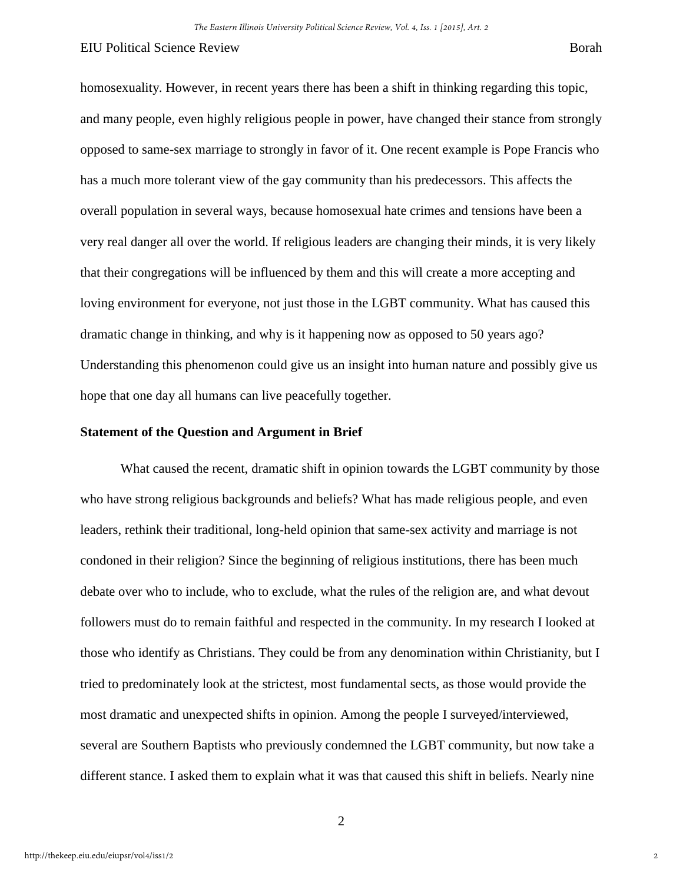homosexuality. However, in recent years there has been a shift in thinking regarding this topic, and many people, even highly religious people in power, have changed their stance from strongly opposed to same-sex marriage to strongly in favor of it. One recent example is Pope Francis who has a much more tolerant view of the gay community than his predecessors. This affects the overall population in several ways, because homosexual hate crimes and tensions have been a very real danger all over the world. If religious leaders are changing their minds, it is very likely that their congregations will be influenced by them and this will create a more accepting and loving environment for everyone, not just those in the LGBT community. What has caused this dramatic change in thinking, and why is it happening now as opposed to 50 years ago? Understanding this phenomenon could give us an insight into human nature and possibly give us hope that one day all humans can live peacefully together.

**Statement of the Question and Argument in Brief**

What caused the recent, dramatic shift in opinion towards the LGBT community by those who have strong religious backgrounds and beliefs? What has made religious people, and even leaders, rethink their traditional, long-held opinion that same-sex activity and marriage is not condoned in their religion? Since the beginning of religious institutions, there has been much debate over who to include, who to exclude, what the rules of the religion are, and what devout followers must do to remain faithful and respected in the community. In my research I looked at those who identify as Christians. They could be from any denomination within Christianity, but I tried to predominately look at the strictest, most fundamental sects, as those would provide the most dramatic and unexpected shifts in opinion. Among the people I surveyed/interviewed, several are Southern Baptists who previously condemned the LGBT community, but now take a different stance. I asked them to explain what it was that caused this shift in beliefs. Nearly nine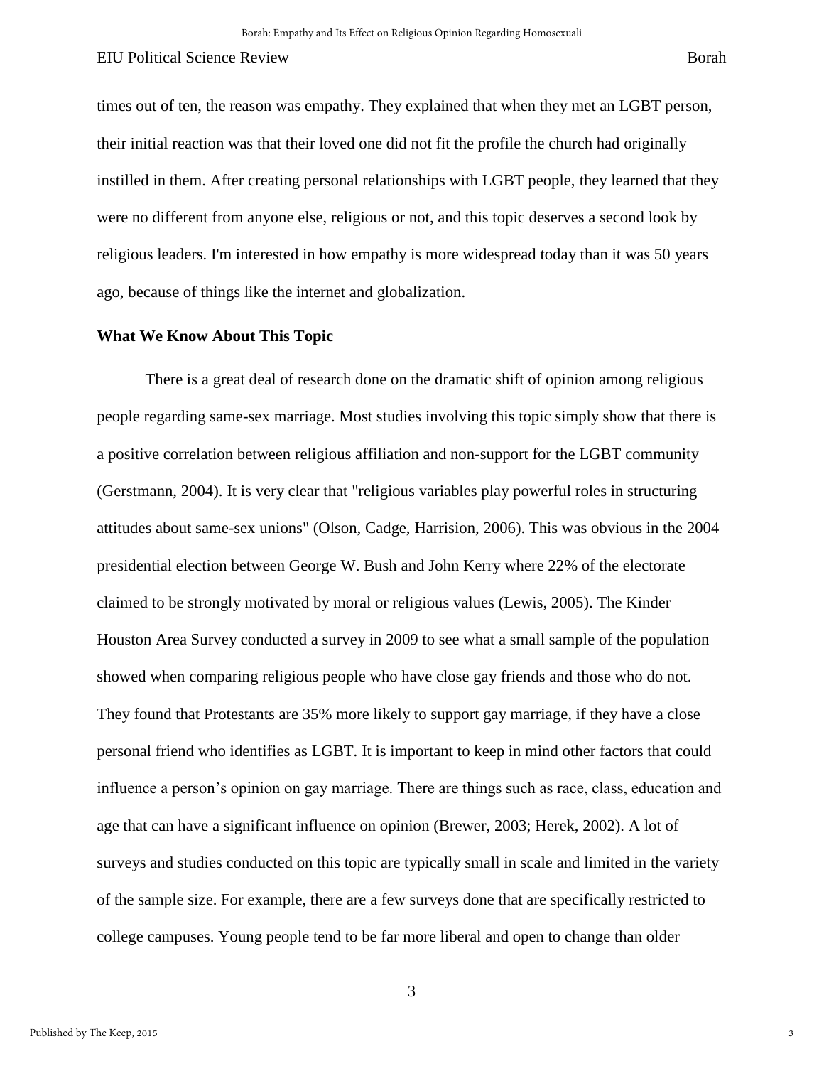times out of ten, the reason was empathy. They explained that when they met an LGBT person, their initial reaction was that their loved one did not fit the profile the church had originally instilled in them. After creating personal relationships with LGBT people, they learned that they were no different from anyone else, religious or not, and this topic deserves a second look by religious leaders. I'm interested in how empathy is more widespread today than it was 50 years ago, because of things like the internet and globalization.

**What We Know About This Topic**

There is a great deal of research done on the dramatic shift of opinion among religious people regarding same-sex marriage. Most studies involving this topic simply show that there is a positive correlation between religious affiliation and non-support for the LGBT community (Gerstmann, 2004). It is very clear that "religious variables play powerful roles in structuring attitudes about same-sex unions" (Olson, Cadge, Harrision, 2006). This was obvious in the 2004 presidential election between George W. Bush and John Kerry where 22% of the electorate claimed to be strongly motivated by moral or religious values (Lewis, 2005). The Kinder Houston Area Survey conducted a survey in 2009 to see what a small sample of the population showed when comparing religious people who have close gay friends and those who do not. They found that Protestants are 35% more likely to support gay marriage, if they have a close personal friend who identifies as LGBT. It is important to keep in mind other factors that could influence a person's opinion on gay marriage. There are things such as race, class, education and age that can have a significant influence on opinion (Brewer, 2003; Herek, 2002). A lot of surveys and studies conducted on this topic are typically small in scale and limited in the variety of the sample size. For example, there are a few surveys done that are specifically restricted to college campuses. Young people tend to be far more liberal and open to change than older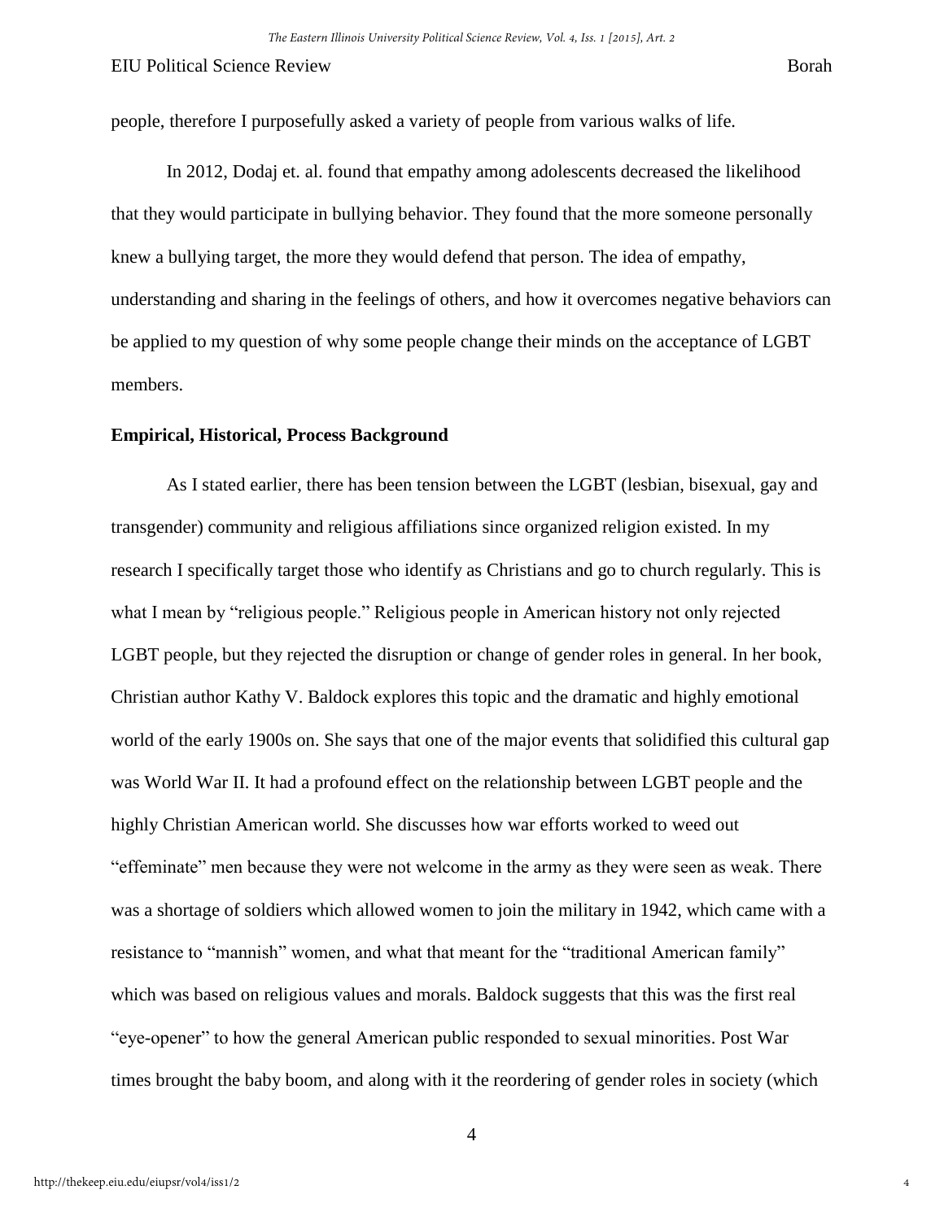people, therefore I purposefully asked a variety of people from various walks of life.

In 2012, Dodaj et. al. found that empathy among adolescents decreased the likelihood that they would participate in bullying behavior. They found that the more someone personally knew a bullying target, the more they would defend that person. The idea of empathy, understanding and sharing in the feelings of others, and how it overcomes negative behaviors can be applied to my question of why some people change their minds on the acceptance of LGBT members.

**Empirical, Historical, Process Background**

As I stated earlier, there has been tension between the LGBT (lesbian, bisexual, gay and transgender) community and religious affiliations since organized religion existed. In my research I specifically target those who identify as Christians and go to church regularly. This is what I mean by "religious people." Religious people in American history not only rejected LGBT people, but they rejected the disruption or change of gender roles in general. In her book, Christian author Kathy V. Baldock explores this topic and the dramatic and highly emotional world of the early 1900s on. She says that one of the major events that solidified this cultural gap was World War II. It had a profound effect on the relationship between LGBT people and the highly Christian American world. She discusses how war efforts worked to weed out "effeminate" men because they were not welcome in the army as they were seen as weak. There was a shortage of soldiers which allowed women to join the military in 1942, which came with a resistance to "mannish" women, and what that meant for the "traditional American family" which was based on religious values and morals. Baldock suggests that this was the first real "eye-opener" to how the general American public responded to sexual minorities. Post War times brought the baby boom, and along with it the reordering of gender roles in society (which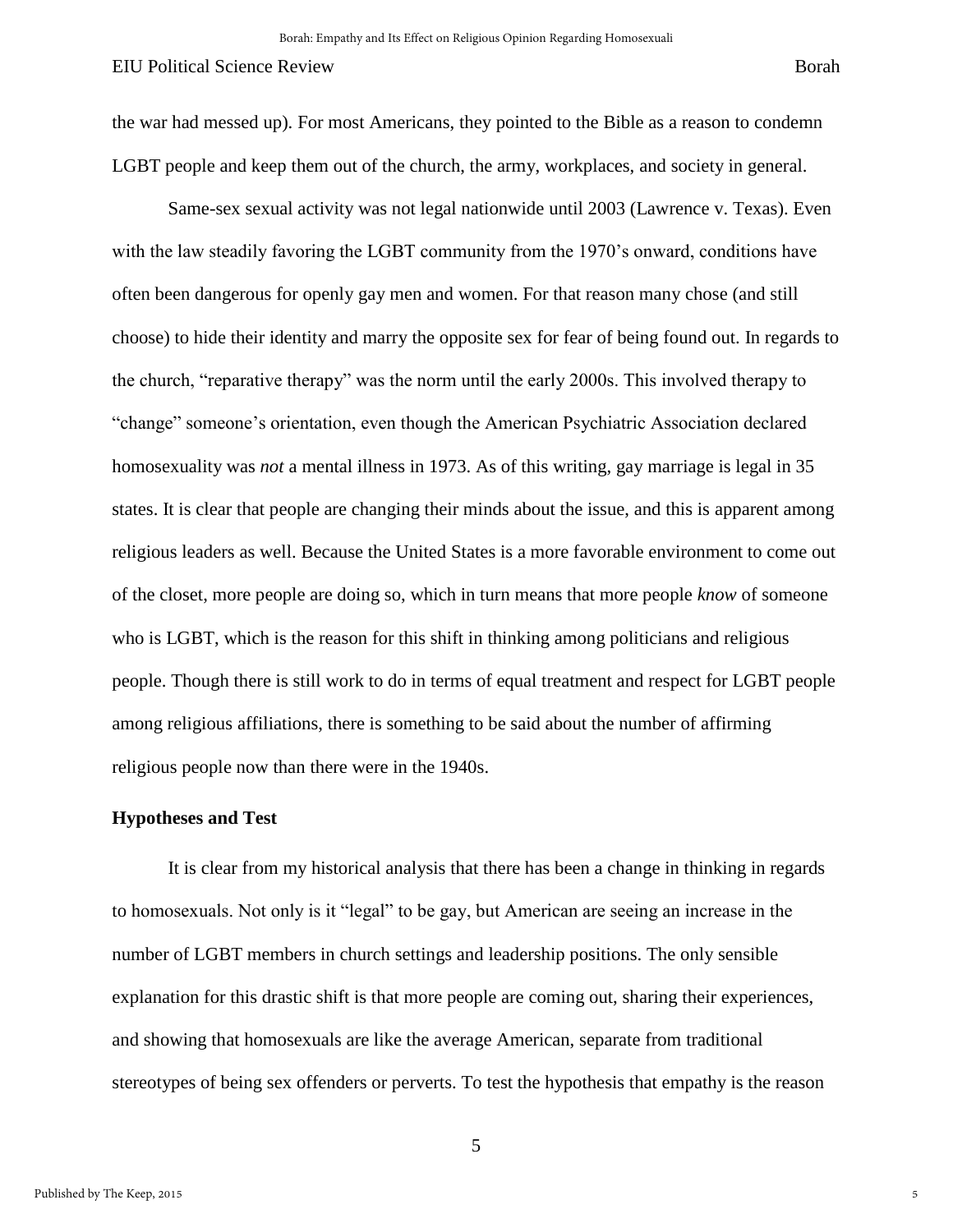the war had messed up). For most Americans, they pointed to the Bible as a reason to condemn LGBT people and keep them out of the church, the army, workplaces, and society in general.

Same-sex sexual activity was not legal nationwide until 2003 (Lawrence v. Texas). Even with the law steadily favoring the LGBT community from the 1970's onward, conditions have often been dangerous for openly gay men and women. For that reason many chose (and still choose) to hide their identity and marry the opposite sex for fear of being found out. In regards to the church, "reparative therapy" was the norm until the early 2000s. This involved therapy to "change" someone's orientation, even though the American Psychiatric Association declared homosexuality was *not* a mental illness in 1973. As of this writing, gay marriage is legal in 35 states. It is clear that people are changing their minds about the issue, and this is apparent among religious leaders as well. Because the United States is a more favorable environment to come out of the closet, more people are doing so, which in turn means that more people *know* of someone who is LGBT, which is the reason for this shift in thinking among politicians and religious people. Though there is still work to do in terms of equal treatment and respect for LGBT people among religious affiliations, there is something to be said about the number of affirming religious people now than there were in the 1940s.

**Hypotheses and Test**

It is clear from my historical analysis that there has been a change in thinking in regards to homosexuals. Not only is it "legal" to be gay, but American are seeing an increase in the number of LGBT members in church settings and leadership positions. The only sensible explanation for this drastic shift is that more people are coming out, sharing their experiences, and showing that homosexuals are like the average American, separate from traditional stereotypes of being sex offenders or perverts. To test the hypothesis that empathy is the reason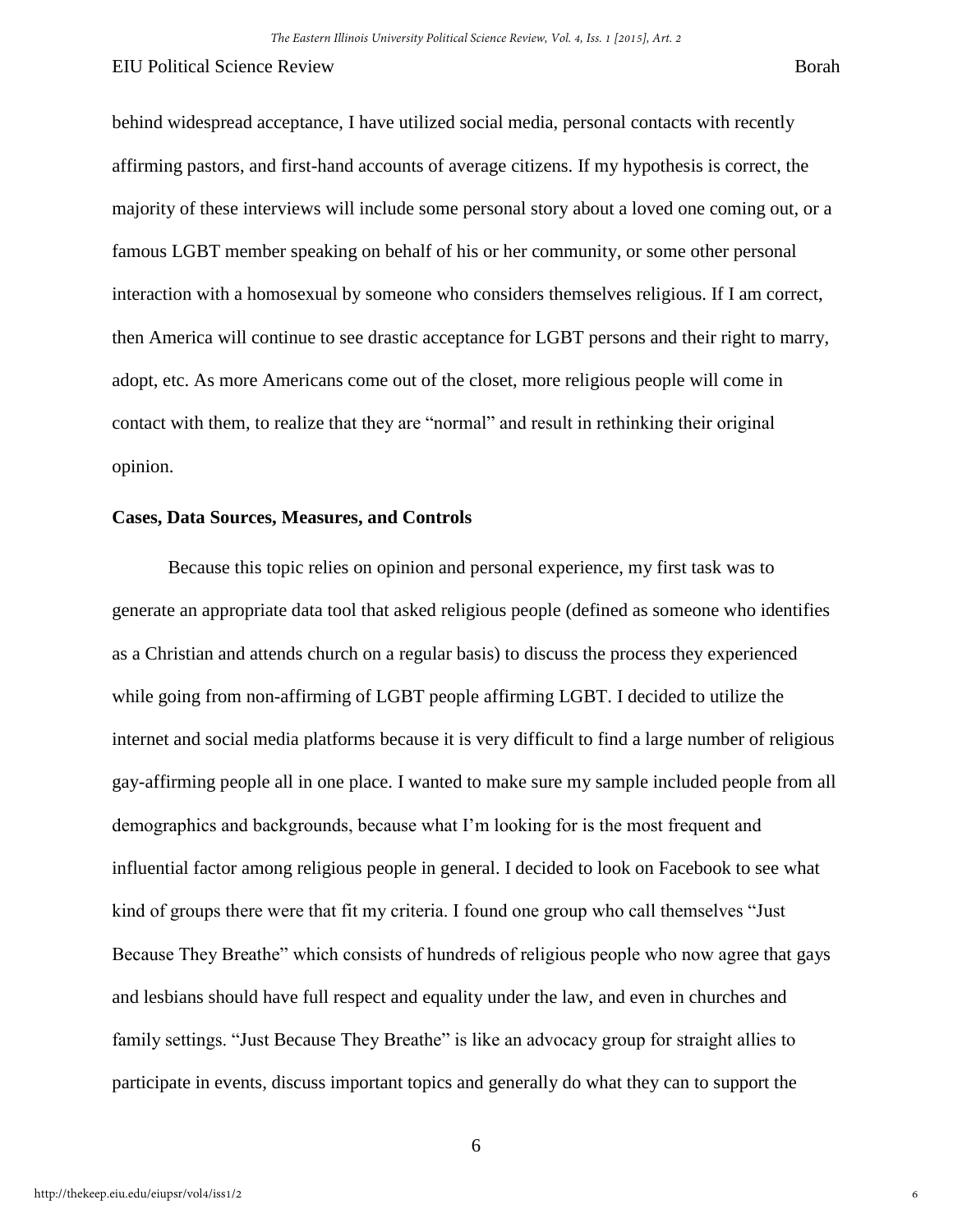behind widespread acceptance, I have utilized social media, personal contacts with recently affirming pastors, and first-hand accounts of average citizens. If my hypothesis is correct, the majority of these interviews will include some personal story about a loved one coming out, or a famous LGBT member speaking on behalf of his or her community, or some other personal interaction with a homosexual by someone who considers themselves religious. If I am correct, then America will continue to see drastic acceptance for LGBT persons and their right to marry, adopt, etc. As more Americans come out of the closet, more religious people will come in contact with them, to realize that they are "normal" and result in rethinking their original opinion.

**Cases, Data Sources, Measures, and Controls**

Because this topic relies on opinion and personal experience, my first task was to generate an appropriate data tool that asked religious people (defined as someone who identifies as a Christian and attends church on a regular basis) to discuss the process they experienced while going from non-affirming of LGBT people affirming LGBT. I decided to utilize the internet and social media platforms because it is very difficult to find a large number of religious gay-affirming people all in one place. I wanted to make sure my sample included people from all demographics and backgrounds, because what I'm looking for is the most frequent and influential factor among religious people in general. I decided to look on Facebook to see what kind of groups there were that fit my criteria. I found one group who call themselves "Just Because They Breathe" which consists of hundreds of religious people who now agree that gays and lesbians should have full respect and equality under the law, and even in churches and family settings. "Just Because They Breathe" is like an advocacy group for straight allies to participate in events, discuss important topics and generally do what they can to support the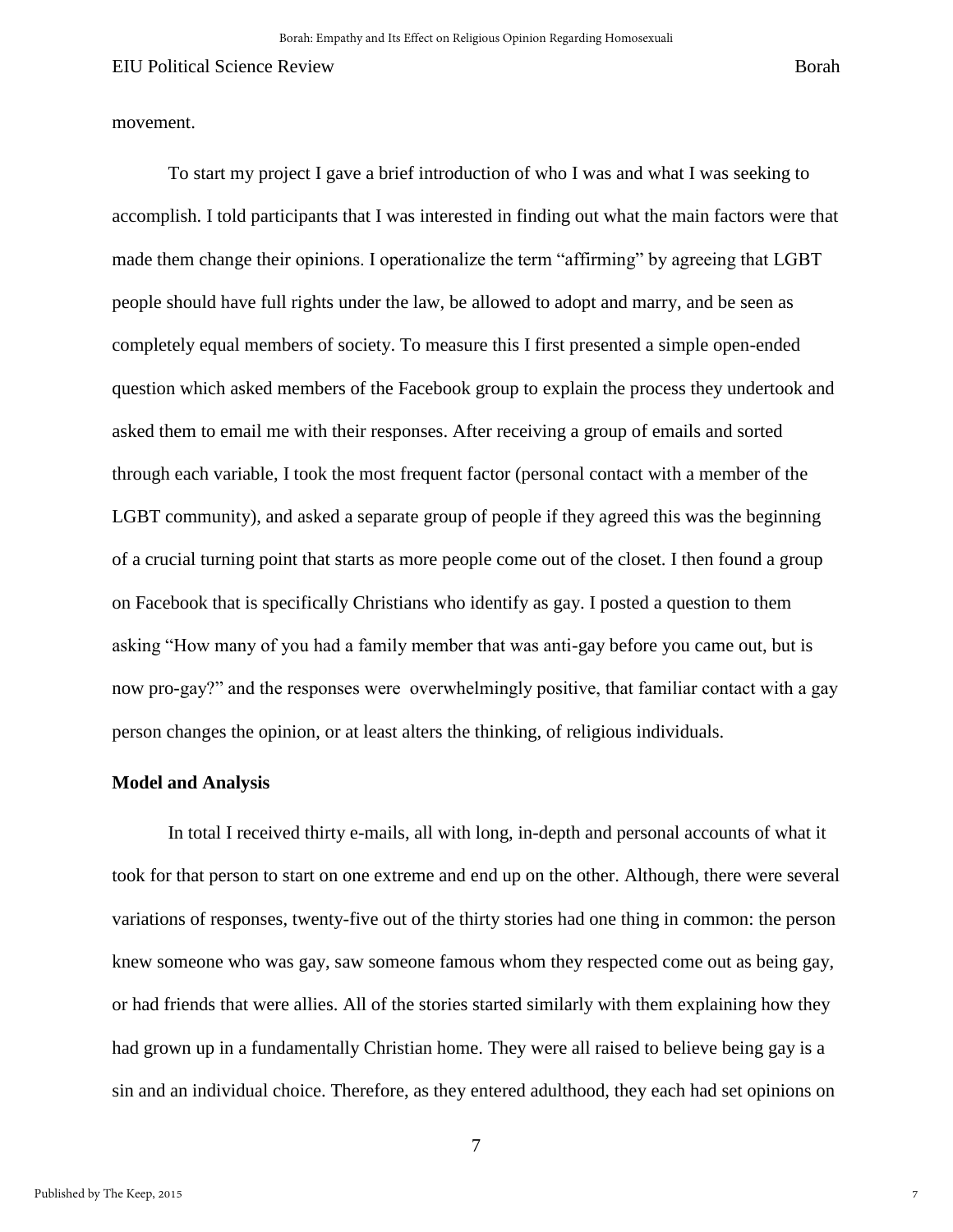movement.

To start my project I gave a brief introduction of who I was and what I was seeking to accomplish. I told participants that I was interested in finding out what the main factors were that made them change their opinions. I operationalize the term “affirming” by agreeing that LGBT people should have full rights under the law, be allowed to adopt and marry, and be seen as completely equal members of society. To measure this I first presented a simple open-ended question which asked members of the Facebook group to explain the process they undertook and asked them to email me with their responses. After receiving a group of emails and sorted through each variable, I took the most frequent factor (personal contact with a member of the LGBT community), and asked a separate group of people if they agreed this was the beginning of a crucial turning point that starts as more people come out of the closet. I then found a group on Facebook that is specifically Christians who identify as gay. I posted a question to them asking “How many of you had a family member that was anti-gay before you came out, but is now pro-gay?” and the responses were overwhelmingly positive, that familiar contact with a gay person changes the opinion, or at least alters the thinking, of religious individuals.

**Model and Analysis**

In total I received thirty e-mails, all with long, in-depth and personal accounts of what it took for that person to start on one extreme and end up on the other. Although, there were several variations of responses, twenty-five out of the thirty stories had one thing in common: the person knew someone who was gay, saw someone famous whom they respected come out as being gay, or had friends that were allies. All of the stories started similarly with them explaining how they had grown up in a fundamentally Christian home. They were all raised to believe being gay is a sin and an individual choice. Therefore, as they entered adulthood, they each had set opinions on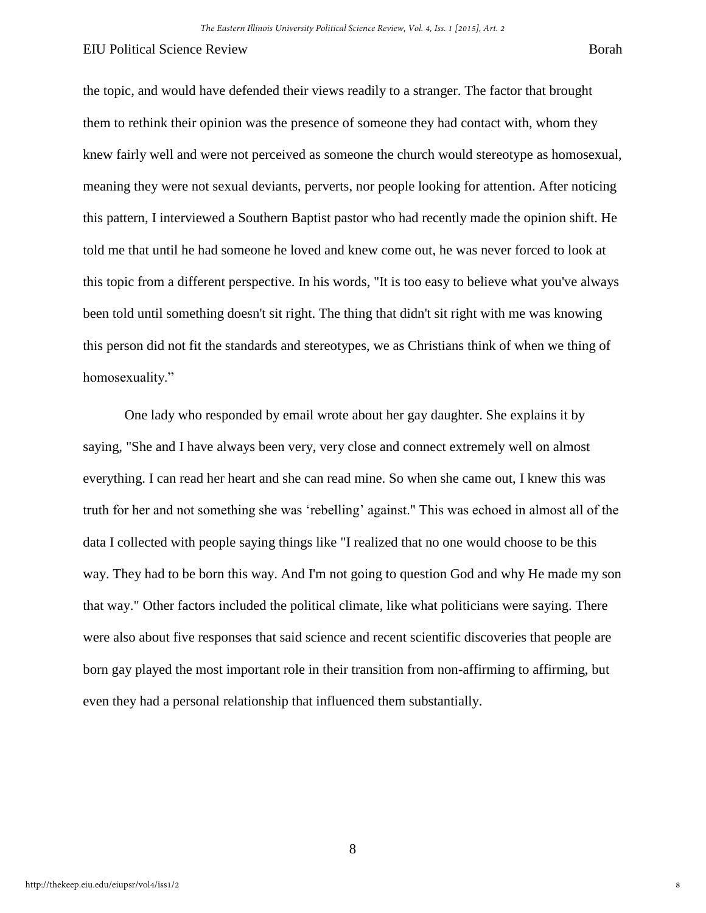the topic, and would have defended their views readily to a stranger. The factor that brought them to rethink their opinion was the presence of someone they had contact with, whom they knew fairly well and were not perceived as someone the church would stereotype as homosexual, meaning they were not sexual deviants, perverts, nor people looking for attention. After noticing this pattern, I interviewed a Southern Baptist pastor who had recently made the opinion shift. He told me that until he had someone he loved and knew come out, he was never forced to look at this topic from a different perspective. In his words, "It is too easy to believe what you've always been told until something doesn't sit right. The thing that didn't sit right with me was knowing this person did not fit the standards and stereotypes, we as Christians think of when we thing of homosexuality."

One lady who responded by email wrote about her gay daughter. She explains it by saying, "She and I have always been very, very close and connect extremely well on almost everything. I can read her heart and she can read mine. So when she came out, I knew this was truth for her and not something she was 'rebelling' against." This was echoed in almost all of the data I collected with people saying things like "I realized that no one would choose to be this way. They had to be born this way. And I'm not going to question God and why He made my son that way." Other factors included the political climate, like what politicians were saying. There were also about five responses that said science and recent scientific discoveries that people are born gay played the most important role in their transition from non-affirming to affirming, but even they had a personal relationship that influenced them substantially.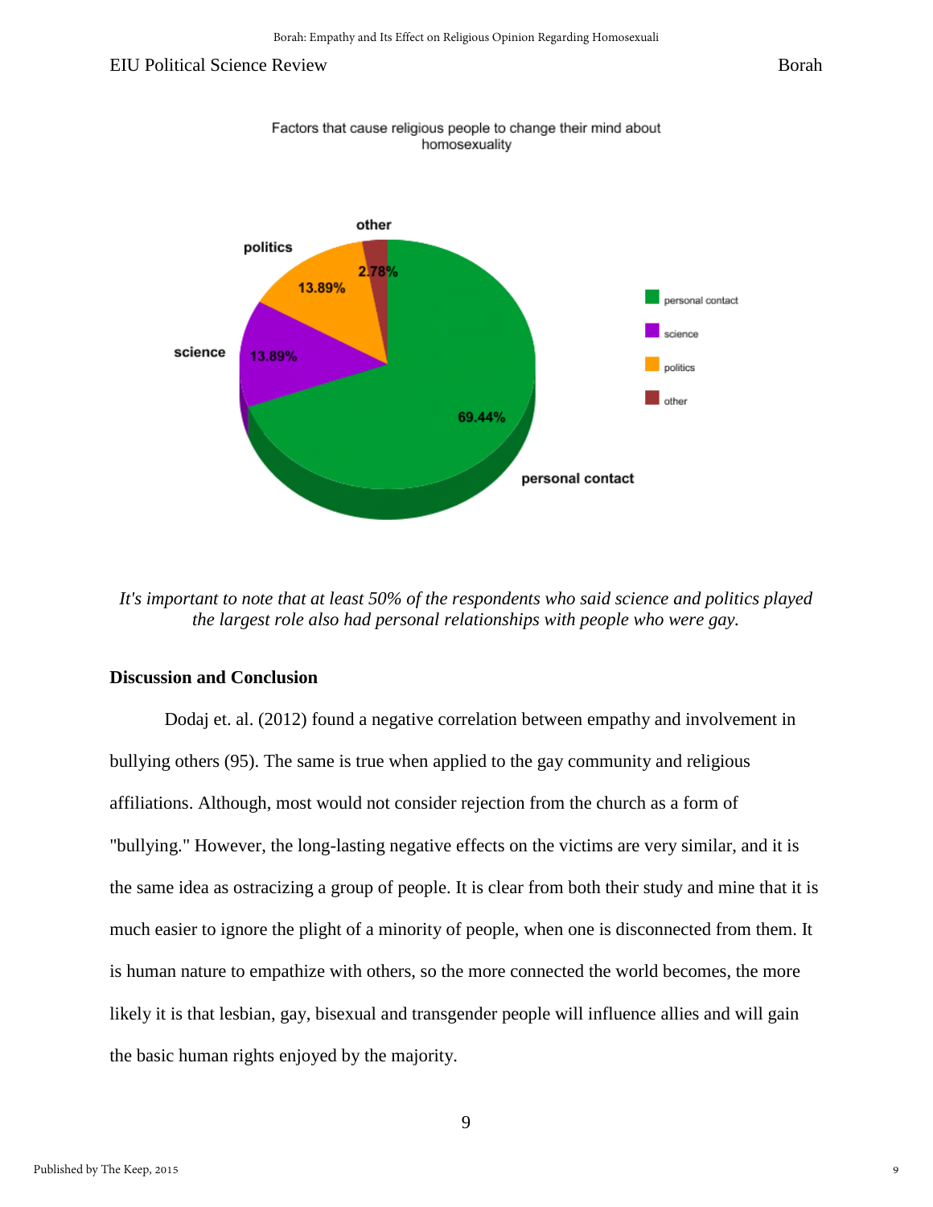Factors that cause religious people to change their mind about homosexuality

| Factor | Percentage |
| --- | --- |
| personal contact | 69.44% |
| science | 13.89% |
| politics | 13.89% |
| other | 2.78% |

*It's important to note that at least 50% of the respondents who said science and politics played the largest role also had personal relationships with people who were gay.*

### Discussion and Conclusion

Dodaj et. al. (2012) found a negative correlation between empathy and involvement in bullying others (95). The same is true when applied to the gay community and religious affiliations. Although, most would not consider rejection from the church as a form of "bullying." However, the long-lasting negative effects on the victims are very similar, and it is the same idea as ostracizing a group of people. It is clear from both their study and mine that it is much easier to ignore the plight of a minority of people, when one is disconnected from them. It is human nature to empathize with others, so the more connected the world becomes, the more likely it is that lesbian, gay, bisexual and transgender people will influence allies and will gain the basic human rights enjoyed by the majority.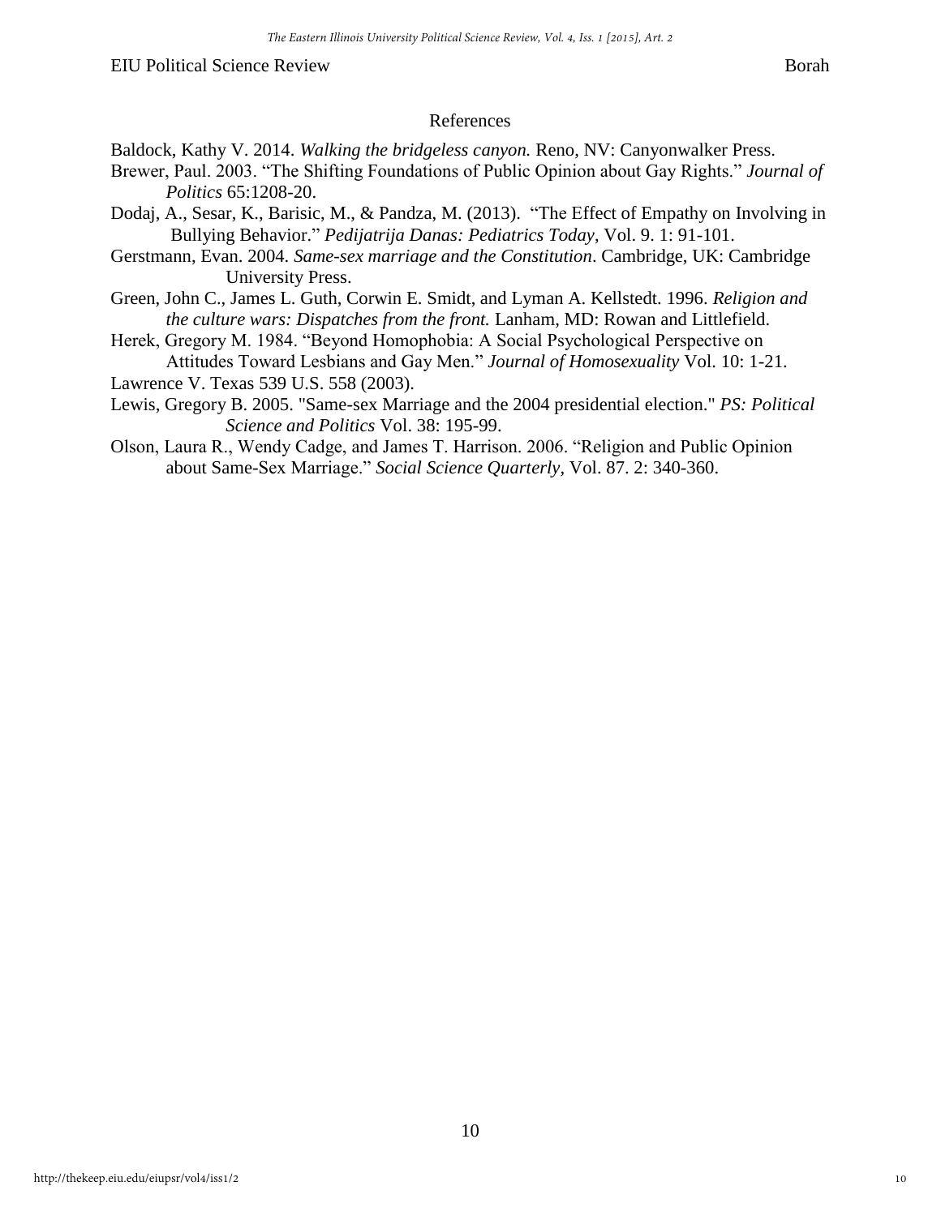## References

Baldock, Kathy V. 2014. *Walking the bridgeless canyon.* Reno, NV: Canyonwalker Press.

Brewer, Paul. 2003. "The Shifting Foundations of Public Opinion about Gay Rights." *Journal of Politics* 65:1208-20.

Dodaj, A., Sesar, K., Barisic, M., & Pandza, M. (2013). "The Effect of Empathy on Involving in Bullying Behavior." *Pedijatrija Danas: Pediatrics Today*, Vol. 9. 1: 91-101.

Gerstmann, Evan. 2004. *Same-sex marriage and the Constitution*. Cambridge, UK: Cambridge University Press.

Green, John C., James L. Guth, Corwin E. Smidt, and Lyman A. Kellstedt. 1996. *Religion and the culture wars: Dispatches from the front.* Lanham, MD: Rowan and Littlefield.

Herek, Gregory M. 1984. "Beyond Homophobia: A Social Psychological Perspective on Attitudes Toward Lesbians and Gay Men." *Journal of Homosexuality* Vol. 10: 1-21.

Lawrence V. Texas 539 U.S. 558 (2003).

Lewis, Gregory B. 2005. "Same-sex Marriage and the 2004 presidential election." *PS: Political Science and Politics* Vol. 38: 195-99.

Olson, Laura R., Wendy Cadge, and James T. Harrison. 2006. "Religion and Public Opinion about Same-Sex Marriage." *Social Science Quarterly,* Vol. 87. 2: 340-360.